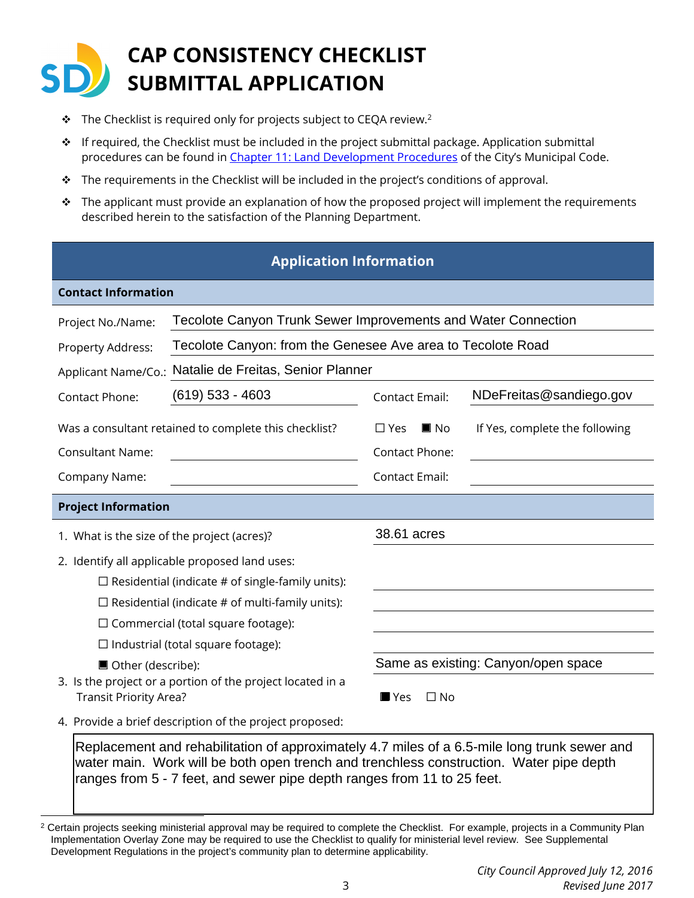# CAP CONSISTENCY CHECKLIST SUBMITTAL APPLICATION

- The Checklist is required only for projects subject to CEQA review.[2]
- If required, the Checklist must be included in the project submittal package. Application submittal procedures can be found in Chapter 11: Land Development Procedures of the City's Municipal Code.
- The requirements in the Checklist will be included in the project's conditions of approval.
- The applicant must provide an explanation of how the proposed project will implement the requirements described herein to the satisfaction of the Planning Department.

## Application Information

### Contact Information

Project No./Name: Tecolote Canyon Trunk Sewer Improvements and Water Connection

Property Address: Tecolote Canyon: from the Genesee Ave area to Tecolote Road

Applicant Name/Co.: Natalie de Freitas, Senior Planner

Contact Phone: (619) 533 - 4603 | Contact Email: NDeFreitas@sandiego.gov

Was a consultant retained to complete this checklist? ☐ Yes ☒ No | If Yes, complete the following

Consultant Name: | Contact Phone:

Company Name: | Contact Email:

### Project Information

1. What is the size of the project (acres)? 38.61 acres
2. Identify all applicable proposed land uses:
   - ☐ Residential (indicate # of single-family units):
   - ☐ Residential (indicate # of multi-family units):
   - ☐ Commercial (total square footage):
   - ☐ Industrial (total square footage):
   - ☒ Other (describe): Same as existing: Canyon/open space
3. Is the project or a portion of the project located in a Transit Priority Area? ☒ Yes ☐ No
4. Provide a brief description of the project proposed:

Replacement and rehabilitation of approximately 4.7 miles of a 6.5-mile long trunk sewer and water main. Work will be both open trench and trenchless construction. Water pipe depth ranges from 5 - 7 feet, and sewer pipe depth ranges from 11 to 25 feet.

---

[2] Certain projects seeking ministerial approval may be required to complete the Checklist. For example, projects in a Community Plan Implementation Overlay Zone may be required to use the Checklist to qualify for ministerial level review. See Supplemental Development Regulations in the project's community plan to determine applicability.

*City Council Approved July 12, 2016*
*Revised June 2017*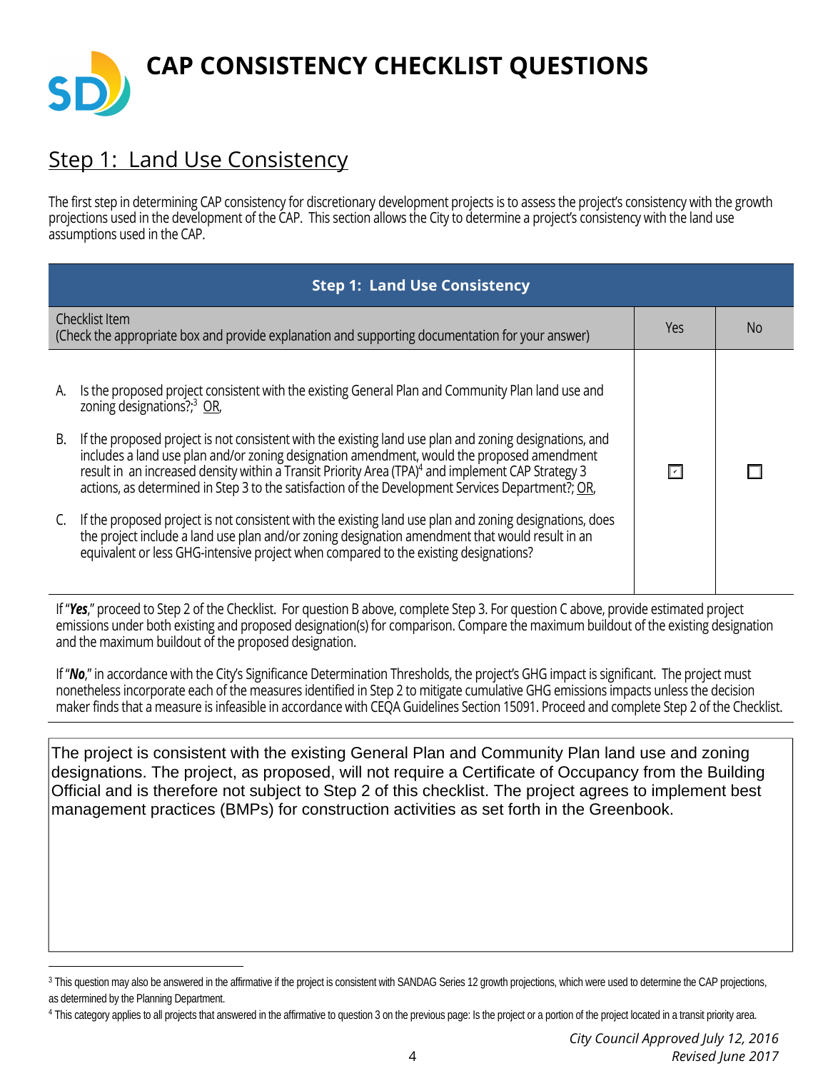# CAP CONSISTENCY CHECKLIST QUESTIONS

## Step 1: Land Use Consistency

The first step in determining CAP consistency for discretionary development projects is to assess the project's consistency with the growth projections used in the development of the CAP. This section allows the City to determine a project's consistency with the land use assumptions used in the CAP.

| Step 1: Land Use Consistency | | |
|---|---|---|
| Checklist Item<br>(Check the appropriate box and provide explanation and supporting documentation for your answer) | Yes | No |
| A. Is the proposed project consistent with the existing General Plan and Community Plan land use and zoning designations?;[3] OR,<br><br>B. If the proposed project is not consistent with the existing land use plan and zoning designations, and includes a land use plan and/or zoning designation amendment, would the proposed amendment result in an increased density within a Transit Priority Area (TPA)[4] and implement CAP Strategy 3 actions, as determined in Step 3 to the satisfaction of the Development Services Department?; OR,<br><br>C. If the proposed project is not consistent with the existing land use plan and zoning designations, does the project include a land use plan and/or zoning designation amendment that would result in an equivalent or less GHG-intensive project when compared to the existing designations? | ☑ | ☐ |

If "***Yes***," proceed to Step 2 of the Checklist. For question B above, complete Step 3. For question C above, provide estimated project emissions under both existing and proposed designation(s) for comparison. Compare the maximum buildout of the existing designation and the maximum buildout of the proposed designation.

If "***No***," in accordance with the City's Significance Determination Thresholds, the project's GHG impact is significant. The project must nonetheless incorporate each of the measures identified in Step 2 to mitigate cumulative GHG emissions impacts unless the decision maker finds that a measure is infeasible in accordance with CEQA Guidelines Section 15091. Proceed and complete Step 2 of the Checklist.

The project is consistent with the existing General Plan and Community Plan land use and zoning designations. The project, as proposed, will not require a Certificate of Occupancy from the Building Official and is therefore not subject to Step 2 of this checklist. The project agrees to implement best management practices (BMPs) for construction activities as set forth in the Greenbook.

---

[3] This question may also be answered in the affirmative if the project is consistent with SANDAG Series 12 growth projections, which were used to determine the CAP projections, as determined by the Planning Department.

[4] This category applies to all projects that answered in the affirmative to question 3 on the previous page: Is the project or a portion of the project located in a transit priority area.

*City Council Approved July 12, 2016*
*Revised June 2017*